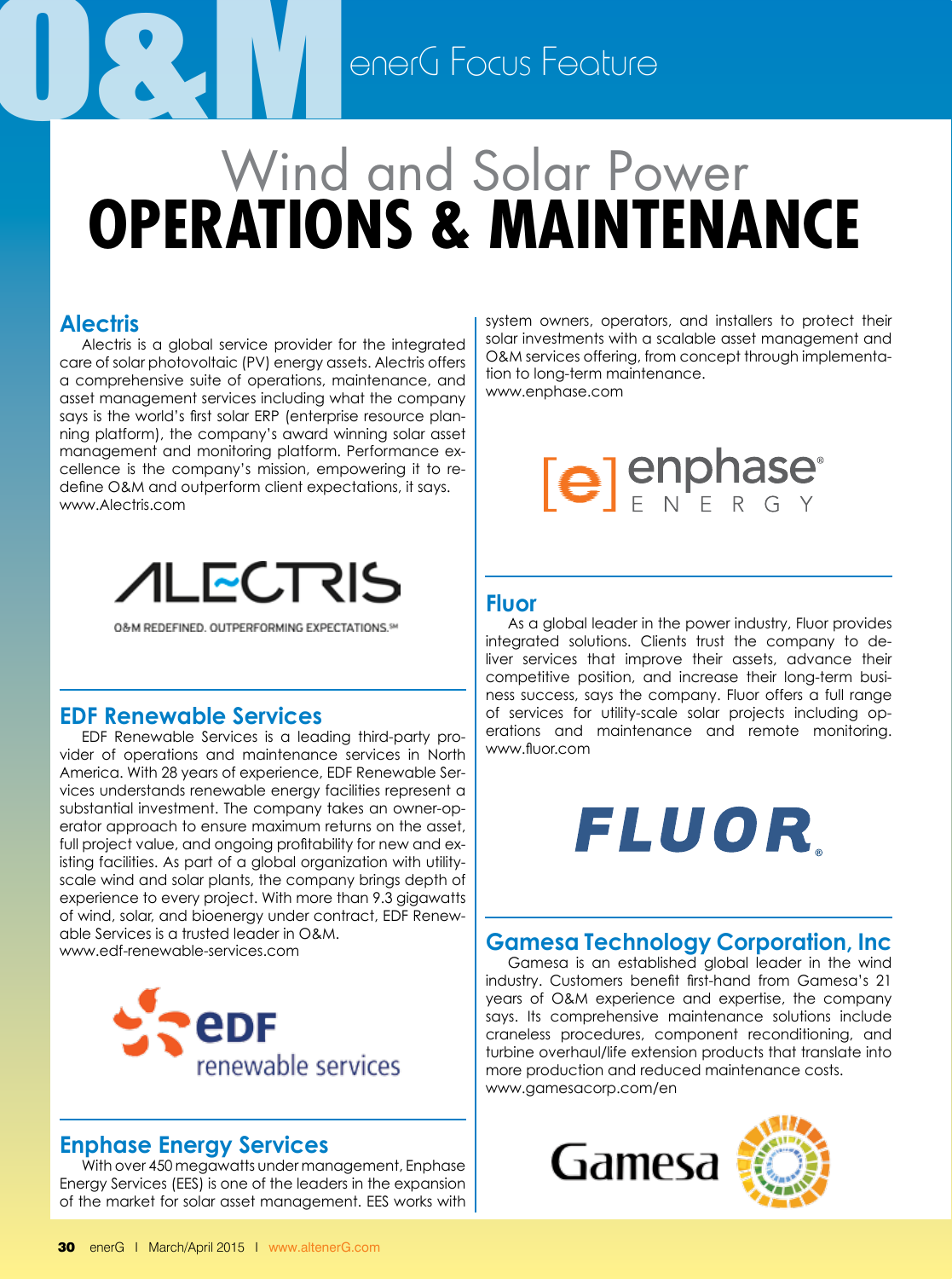# Wind and Solar Power
# OPERATIONS & MAINTENANCE

## Alectris

Alectris is a global service provider for the integrated care of solar photovoltaic (PV) energy assets. Alectris offers a comprehensive suite of operations, maintenance, and asset management services including what the company says is the world's first solar ERP (enterprise resource planning platform), the company's award winning solar asset management and monitoring platform. Performance excellence is the company's mission, empowering it to redefine O&M and outperform client expectations, it says.
www.Alectris.com

ALECTRIS

O&M REDEFINED. OUTPERFORMING EXPECTATIONS.℠

## EDF Renewable Services

EDF Renewable Services is a leading third-party provider of operations and maintenance services in North America. With 28 years of experience, EDF Renewable Services understands renewable energy facilities represent a substantial investment. The company takes an owner-operator approach to ensure maximum returns on the asset, full project value, and ongoing profitability for new and existing facilities. As part of a global organization with utility-scale wind and solar plants, the company brings depth of experience to every project. With more than 9.3 gigawatts of wind, solar, and bioenergy under contract, EDF Renewable Services is a trusted leader in O&M.
www.edf-renewable-services.com

eDF renewable services

## Enphase Energy Services

With over 450 megawatts under management, Enphase Energy Services (EES) is one of the leaders in the expansion of the market for solar asset management. EES works with system owners, operators, and installers to protect their solar investments with a scalable asset management and O&M services offering, from concept through implementation to long-term maintenance.
www.enphase.com

[e] enphase® ENERGY

## Fluor

As a global leader in the power industry, Fluor provides integrated solutions. Clients trust the company to deliver services that improve their assets, advance their competitive position, and increase their long-term business success, says the company. Fluor offers a full range of services for utility-scale solar projects including operations and maintenance and remote monitoring.
www.fluor.com

FLUOR.

## Gamesa Technology Corporation, Inc

Gamesa is an established global leader in the wind industry. Customers benefit first-hand from Gamesa's 21 years of O&M experience and expertise, the company says. Its comprehensive maintenance solutions include craneless procedures, component reconditioning, and turbine overhaul/life extension products that translate into more production and reduced maintenance costs.
www.gamesacorp.com/en

Gamesa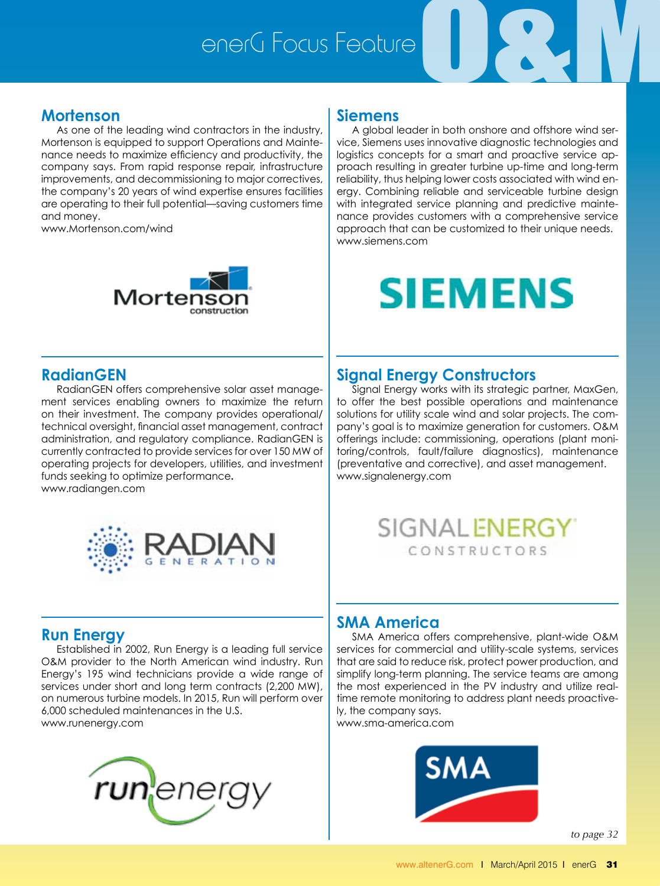# enerG Focus Feature O&M

## Mortenson

As one of the leading wind contractors in the industry, Mortenson is equipped to support Operations and Maintenance needs to maximize efficiency and productivity, the company says. From rapid response repair, infrastructure improvements, and decommissioning to major correctives, the company's 20 years of wind expertise ensures facilities are operating to their full potential—saving customers time and money.

www.Mortenson.com/wind

## RadianGEN

RadianGEN offers comprehensive solar asset management services enabling owners to maximize the return on their investment. The company provides operational/technical oversight, financial asset management, contract administration, and regulatory compliance. RadianGEN is currently contracted to provide services for over 150 MW of operating projects for developers, utilities, and investment funds seeking to optimize performance.

www.radiangen.com

## Run Energy

Established in 2002, Run Energy is a leading full service O&M provider to the North American wind industry. Run Energy's 195 wind technicians provide a wide range of services under short and long term contracts (2,200 MW), on numerous turbine models. In 2015, Run will perform over 6,000 scheduled maintenances in the U.S.

www.runenergy.com

## Siemens

A global leader in both onshore and offshore wind service, Siemens uses innovative diagnostic technologies and logistics concepts for a smart and proactive service approach resulting in greater turbine up-time and long-term reliability, thus helping lower costs associated with wind energy. Combining reliable and serviceable turbine design with integrated service planning and predictive maintenance provides customers with a comprehensive service approach that can be customized to their unique needs.

www.siemens.com

## Signal Energy Constructors

Signal Energy works with its strategic partner, MaxGen, to offer the best possible operations and maintenance solutions for utility scale wind and solar projects. The company's goal is to maximize generation for customers. O&M offerings include: commissioning, operations (plant monitoring/controls, fault/failure diagnostics), maintenance (preventative and corrective), and asset management.

www.signalenergy.com

## SMA America

SMA America offers comprehensive, plant-wide O&M services for commercial and utility-scale systems, services that are said to reduce risk, protect power production, and simplify long-term planning. The service teams are among the most experienced in the PV industry and utilize real-time remote monitoring to address plant needs proactively, the company says.

www.sma-america.com

*to page 32*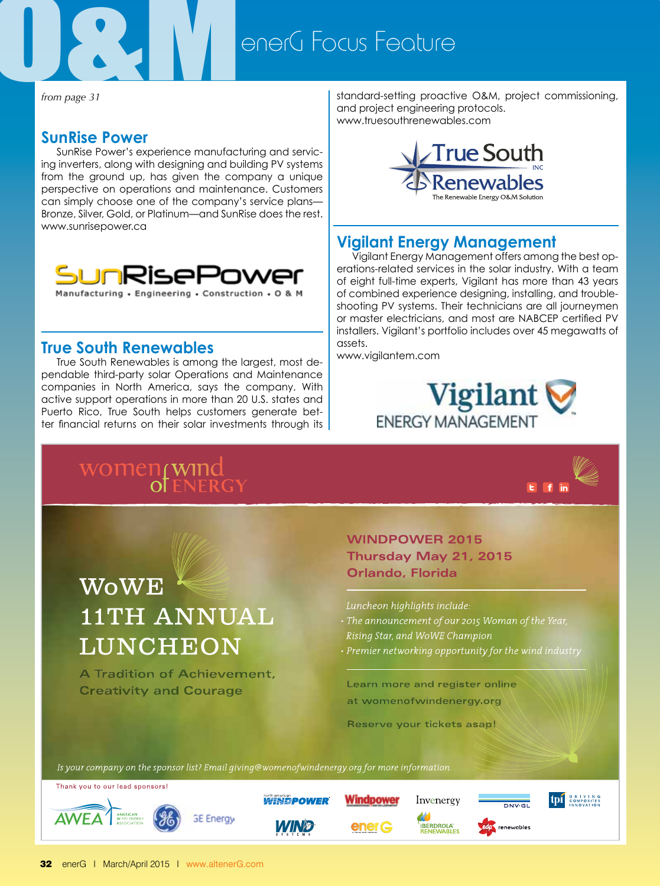*from page 31*

## SunRise Power

SunRise Power's experience manufacturing and servicing inverters, along with designing and building PV systems from the ground up, has given the company a unique perspective on operations and maintenance. Customers can simply choose one of the company's service plans—Bronze, Silver, Gold, or Platinum—and SunRise does the rest.
www.sunrisepower.ca

SunRisePower
Manufacturing • Engineering • Construction • O & M

## True South Renewables

True South Renewables is among the largest, most dependable third-party solar Operations and Maintenance companies in North America, says the company. With active support operations in more than 20 U.S. states and Puerto Rico, True South helps customers generate better financial returns on their solar investments through its standard-setting proactive O&M, project commissioning, and project engineering protocols.
www.truesouthrenewables.com

True South Renewables INC
The Renewable Energy O&M Solution

## Vigilant Energy Management

Vigilant Energy Management offers among the best operations-related services in the solar industry. With a team of eight full-time experts, Vigilant has more than 43 years of combined experience designing, installing, and troubleshooting PV systems. Their technicians are all journeymen or master electricians, and most are NABCEP certified PV installers. Vigilant's portfolio includes over 45 megawatts of assets.
www.vigilantem.com

Vigilant ENERGY MANAGEMENT

---

women of wind ENERGY

# WoWE 11TH ANNUAL LUNCHEON

A Tradition of Achievement, Creativity and Courage

**WINDPOWER 2015**
**Thursday May 21, 2015**
**Orlando, Florida**

*Luncheon highlights include:*
- *The announcement of our 2015 Woman of the Year, Rising Star, and WoWE Champion*
- *Premier networking opportunity for the wind industry*

Learn more and register online at womenofwindenergy.org

Reserve your tickets asap!

*Is your company on the sponsor list? Email giving@womenofwindenergy.org for more information.*

Thank you to our lead sponsors!

AWEA American Wind Energy Association · GE Energy · North American Windpower · Windpower · Invenergy · DNV·GL · tpi Driving Composites Innovation · Wind Systems · enerG · Iberdrola Renewables · edp renewables